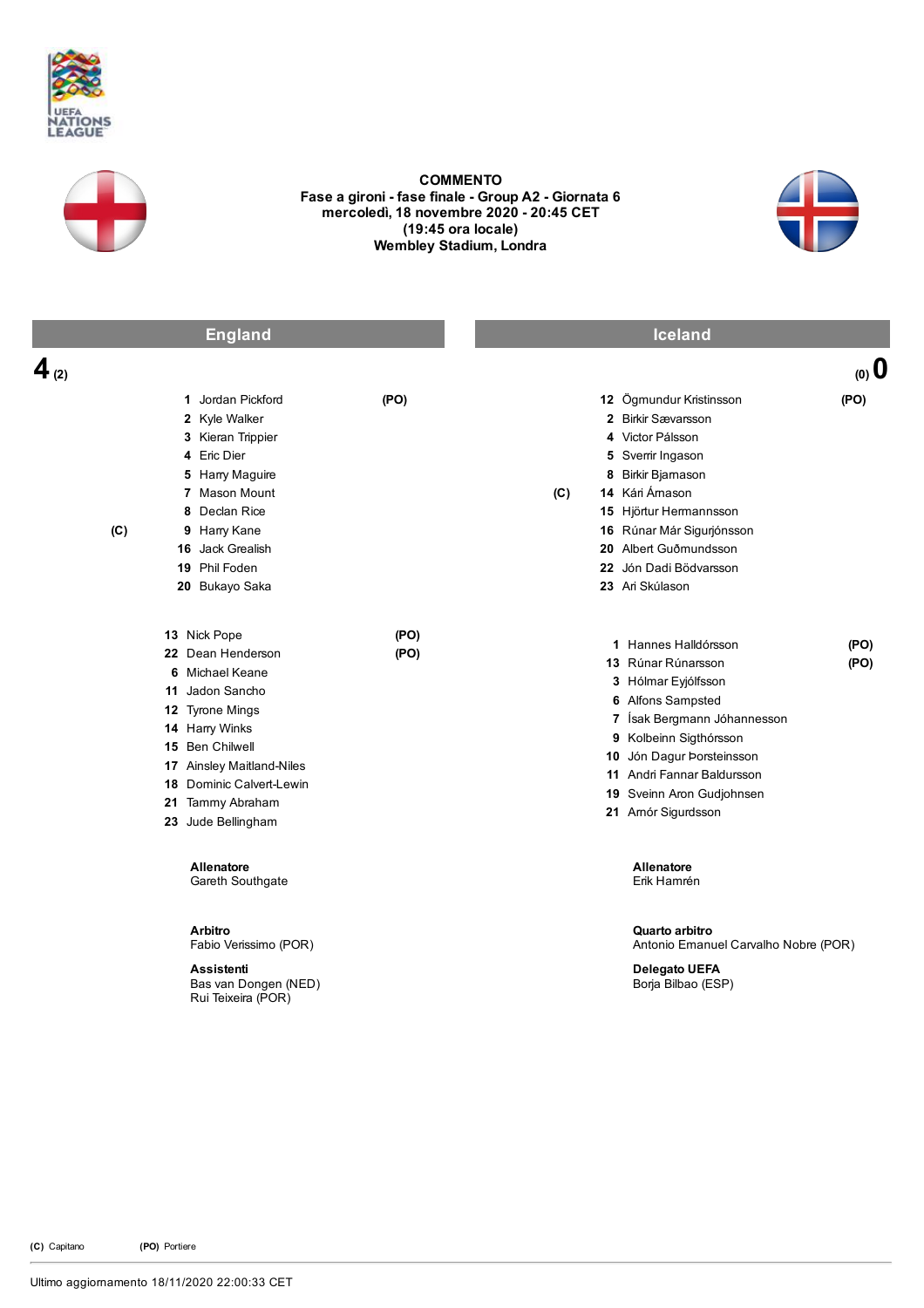UEFA NATIONS LEAGUE

**COMMENTO**
**Fase a gironi - fase finale - Group A2 - Giornata 6**
**mercoledì, 18 novembre 2020 - 20:45 CET**
**(19:45 ora locale)**
**Wembley Stadium, Londra**

## England 4 (2) – (0) 0 Iceland

### England

| | | | |
|---|---|---|---|
| | 1 | Jordan Pickford | (PO) |
| | 2 | Kyle Walker | |
| | 3 | Kieran Trippier | |
| | 4 | Eric Dier | |
| | 5 | Harry Maguire | |
| | 7 | Mason Mount | |
| | 8 | Declan Rice | |
| (C) | 9 | Harry Kane | |
| | 16 | Jack Grealish | |
| | 19 | Phil Foden | |
| | 20 | Bukayo Saka | |

| | | |
|---|---|---|
| 13 | Nick Pope | (PO) |
| 22 | Dean Henderson | (PO) |
| 6 | Michael Keane | |
| 11 | Jadon Sancho | |
| 12 | Tyrone Mings | |
| 14 | Harry Winks | |
| 15 | Ben Chilwell | |
| 17 | Ainsley Maitland-Niles | |
| 18 | Dominic Calvert-Lewin | |
| 21 | Tammy Abraham | |
| 23 | Jude Bellingham | |

**Allenatore**
Gareth Southgate

### Iceland

| | | | |
|---|---|---|---|
| | 12 | Ögmundur Kristinsson | (PO) |
| | 2 | Birkir Sævarsson | |
| | 4 | Victor Pálsson | |
| | 5 | Sverrir Ingason | |
| | 8 | Birkir Bjarnason | |
| (C) | 14 | Kári Árnason | |
| | 15 | Hjörtur Hermannsson | |
| | 16 | Rúnar Már Sigurjónsson | |
| | 20 | Albert Guðmundsson | |
| | 22 | Jón Dadi Bödvarsson | |
| | 23 | Ari Skúlason | |

| | | |
|---|---|---|
| 1 | Hannes Halldórsson | (PO) |
| 13 | Rúnar Rúnarsson | (PO) |
| 3 | Hólmar Eyjólfsson | |
| 6 | Alfons Sampsted | |
| 7 | Ísak Bergmann Jóhannesson | |
| 9 | Kolbeinn Sigthórsson | |
| 10 | Jón Dagur Þorsteinsson | |
| 11 | Andri Fannar Baldursson | |
| 19 | Sveinn Aron Gudjohnsen | |
| 21 | Arnór Sigurdsson | |

**Allenatore**
Erik Hamrén

**Arbitro**
Fabio Verissimo (POR)

**Assistenti**
Bas van Dongen (NED)
Rui Teixeira (POR)

**Quarto arbitro**
Antonio Emanuel Carvalho Nobre (POR)

**Delegato UEFA**
Borja Bilbao (ESP)

**(C)** Capitano **(PO)** Portiere

Ultimo aggiornamento 18/11/2020 22:00:33 CET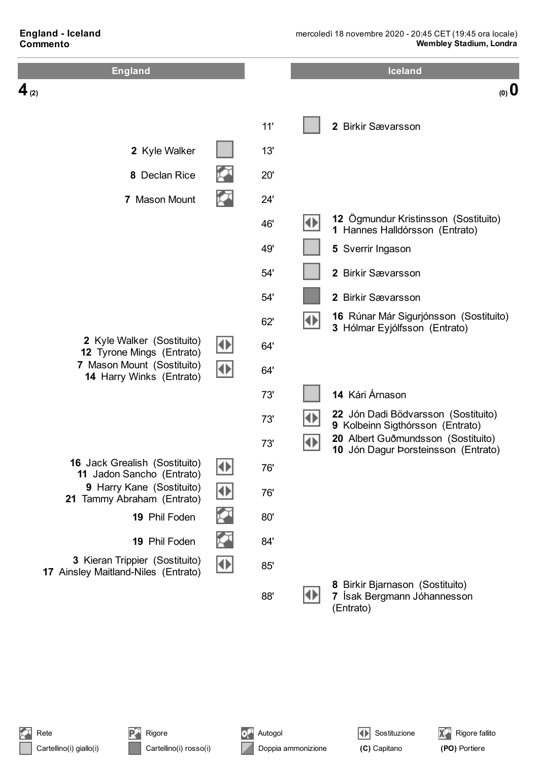**England - Iceland**
**Commento**

mercoledì 18 novembre 2020 - 20:45 CET (19:45 ora locale)
**Wembley Stadium, Londra**

| England | | Min | | Iceland |
|---|---|---|---|---|
| **4** (2) | | | | (0) **0** |
| | | 11' | Cartellino giallo | **2** Birkir Sævarsson |
| **2** Kyle Walker | Cartellino giallo | 13' | | |
| **8** Declan Rice | Rete | 20' | | |
| **7** Mason Mount | Rete | 24' | | |
| | | 46' | Sostituzione | **12** Ögmundur Kristinsson (Sostituito)<br>**1** Hannes Halldórsson (Entrato) |
| | | 49' | Cartellino giallo | **5** Sverrir Ingason |
| | | 54' | Cartellino giallo | **2** Birkir Sævarsson |
| | | 54' | Cartellino rosso | **2** Birkir Sævarsson |
| | | 62' | Sostituzione | **16** Rúnar Már Sigurjónsson (Sostituito)<br>**3** Hólmar Eyjólfsson (Entrato) |
| **2** Kyle Walker (Sostituito)<br>**12** Tyrone Mings (Entrato) | Sostituzione | 64' | | |
| **7** Mason Mount (Sostituito)<br>**14** Harry Winks (Entrato) | Sostituzione | 64' | | |
| | | 73' | Cartellino giallo | **14** Kári Árnason |
| | | 73' | Sostituzione | **22** Jón Dadi Bödvarsson (Sostituito)<br>**9** Kolbeinn Sigthórsson (Entrato) |
| | | 73' | Sostituzione | **20** Albert Guðmundsson (Sostituito)<br>**10** Jón Dagur Þorsteinsson (Entrato) |
| **16** Jack Grealish (Sostituito)<br>**11** Jadon Sancho (Entrato) | Sostituzione | 76' | | |
| **9** Harry Kane (Sostituito)<br>**21** Tammy Abraham (Entrato) | Sostituzione | 76' | | |
| **19** Phil Foden | Rete | 80' | | |
| **19** Phil Foden | Rete | 84' | | |
| **3** Kieran Trippier (Sostituito)<br>**17** Ainsley Maitland-Niles (Entrato) | Sostituzione | 85' | | |
| | | 88' | Sostituzione | **8** Birkir Bjarnason (Sostituito)<br>**7** Ísak Bergmann Jóhannesson (Entrato) |

Rete | Rigore | Autogol | Sostituzione | Rigore fallito
Cartellino(i) giallo(i) | Cartellino(i) rosso(i) | Doppia ammonizione | **(C)** Capitano | **(PO)** Portiere